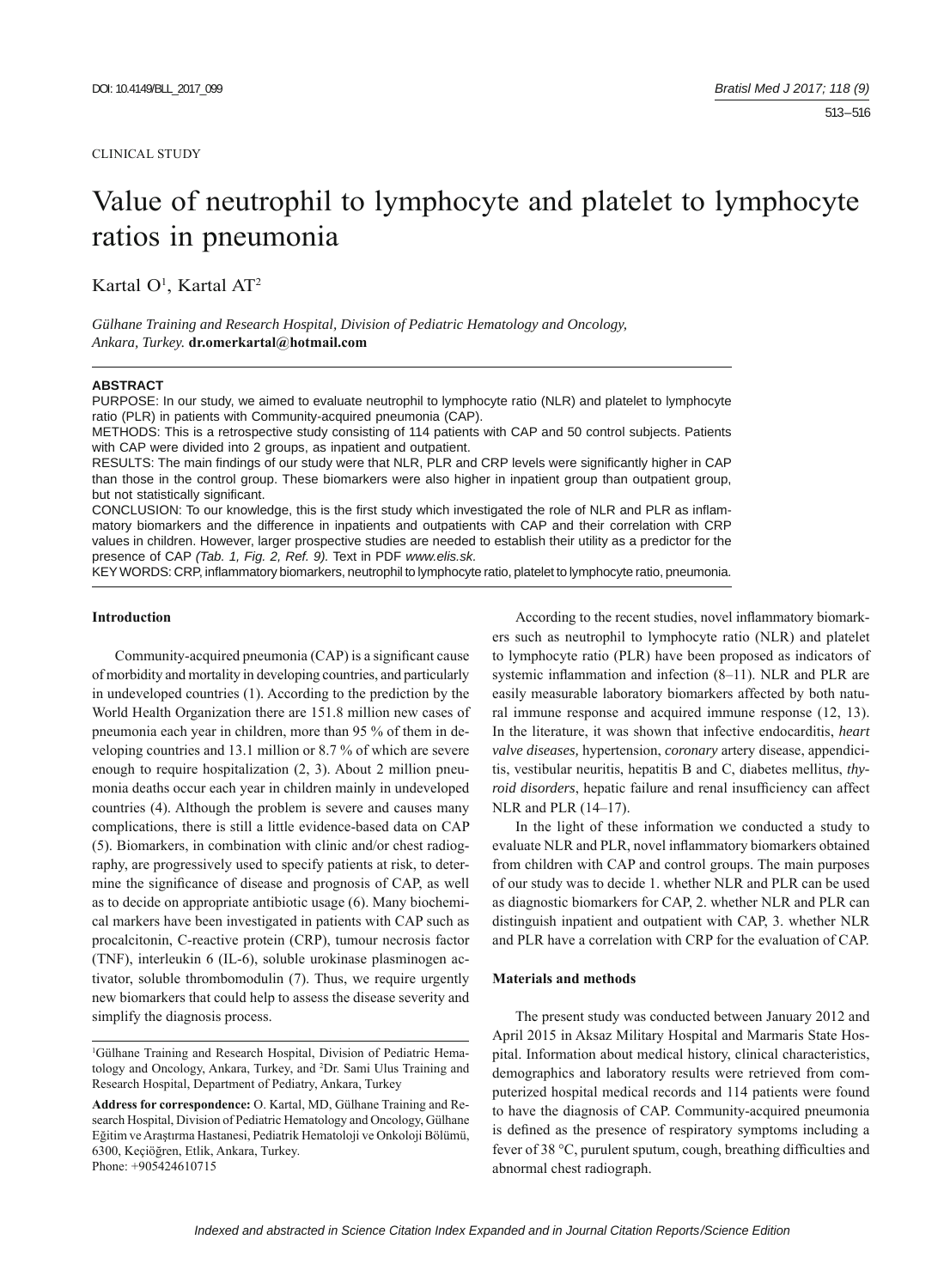CLINICAL STUDY

# Value of neutrophil to lymphocyte and platelet to lymphocyte ratios in pneumonia

Kartal O[1], Kartal AT[2]

*Gülhane Training and Research Hospital, Division of Pediatric Hematology and Oncology, Ankara, Turkey.* **dr.omerkartal@hotmail.com**

**ABSTRACT**

PURPOSE: In our study, we aimed to evaluate neutrophil to lymphocyte ratio (NLR) and platelet to lymphocyte ratio (PLR) in patients with Community-acquired pneumonia (CAP).

METHODS: This is a retrospective study consisting of 114 patients with CAP and 50 control subjects. Patients with CAP were divided into 2 groups, as inpatient and outpatient.

RESULTS: The main findings of our study were that NLR, PLR and CRP levels were significantly higher in CAP than those in the control group. These biomarkers were also higher in inpatient group than outpatient group, but not statistically significant.

CONCLUSION: To our knowledge, this is the first study which investigated the role of NLR and PLR as inflammatory biomarkers and the difference in inpatients and outpatients with CAP and their correlation with CRP values in children. However, larger prospective studies are needed to establish their utility as a predictor for the presence of CAP *(Tab. 1, Fig. 2, Ref. 9).* Text in PDF *www.elis.sk.*

KEY WORDS: CRP, inflammatory biomarkers, neutrophil to lymphocyte ratio, platelet to lymphocyte ratio, pneumonia.

## Introduction

Community-acquired pneumonia (CAP) is a significant cause of morbidity and mortality in developing countries, and particularly in undeveloped countries (1). According to the prediction by the World Health Organization there are 151.8 million new cases of pneumonia each year in children, more than 95 % of them in developing countries and 13.1 million or 8.7 % of which are severe enough to require hospitalization (2, 3). About 2 million pneumonia deaths occur each year in children mainly in undeveloped countries (4). Although the problem is severe and causes many complications, there is still a little evidence-based data on CAP (5). Biomarkers, in combination with clinic and/or chest radiography, are progressively used to specify patients at risk, to determine the significance of disease and prognosis of CAP, as well as to decide on appropriate antibiotic usage (6). Many biochemical markers have been investigated in patients with CAP such as procalcitonin, C-reactive protein (CRP), tumour necrosis factor (TNF), interleukin 6 (IL-6), soluble urokinase plasminogen activator, soluble thrombomodulin (7). Thus, we require urgently new biomarkers that could help to assess the disease severity and simplify the diagnosis process.

According to the recent studies, novel inflammatory biomarkers such as neutrophil to lymphocyte ratio (NLR) and platelet to lymphocyte ratio (PLR) have been proposed as indicators of systemic inflammation and infection (8–11). NLR and PLR are easily measurable laboratory biomarkers affected by both natural immune response and acquired immune response (12, 13). In the literature, it was shown that infective endocarditis, *heart valve diseases,* hypertension, *coronary* artery disease, appendicitis, vestibular neuritis, hepatitis B and C, diabetes mellitus, *thyroid disorders*, hepatic failure and renal insufficiency can affect NLR and PLR (14–17).

In the light of these information we conducted a study to evaluate NLR and PLR, novel inflammatory biomarkers obtained from children with CAP and control groups. The main purposes of our study was to decide 1. whether NLR and PLR can be used as diagnostic biomarkers for CAP, 2. whether NLR and PLR can distinguish inpatient and outpatient with CAP, 3. whether NLR and PLR have a correlation with CRP for the evaluation of CAP.

## Materials and methods

The present study was conducted between January 2012 and April 2015 in Aksaz Military Hospital and Marmaris State Hospital. Information about medical history, clinical characteristics, demographics and laboratory results were retrieved from computerized hospital medical records and 114 patients were found to have the diagnosis of CAP. Community-acquired pneumonia is defined as the presence of respiratory symptoms including a fever of 38 °C, purulent sputum, cough, breathing difficulties and abnormal chest radiograph.

[1]Gülhane Training and Research Hospital, Division of Pediatric Hematology and Oncology, Ankara, Turkey, and [2]Dr. Sami Ulus Training and Research Hospital, Department of Pediatry, Ankara, Turkey

**Address for correspondence:** O. Kartal, MD, Gülhane Training and Research Hospital, Division of Pediatric Hematology and Oncology, Gülhane Eğitim ve Araştırma Hastanesi, Pediatrik Hematoloji ve Onkoloji Bölümü, 6300, Keçiöğren, Etlik, Ankara, Turkey.
Phone: +905424610715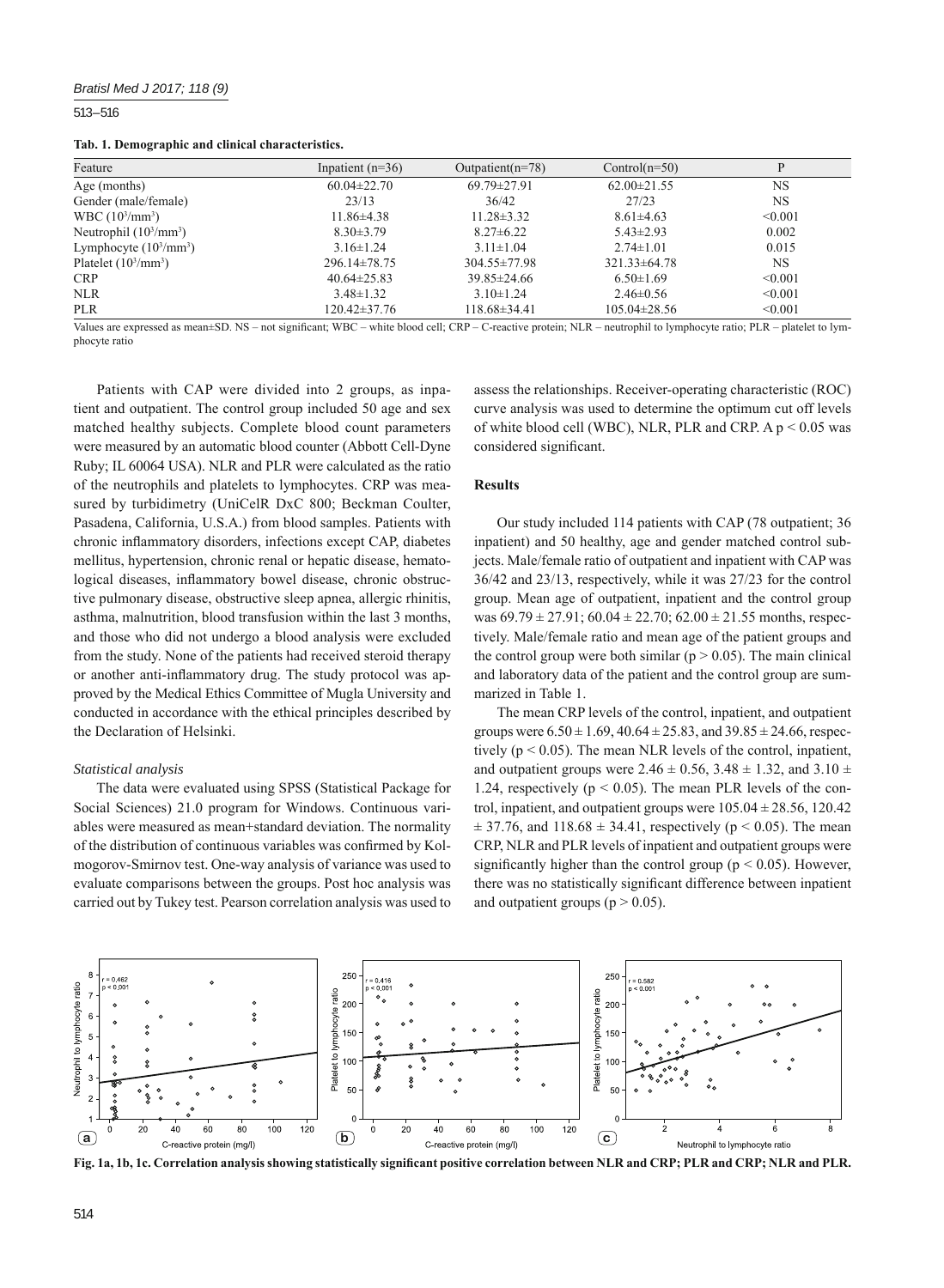**Tab. 1. Demographic and clinical characteristics.**

| Feature | Inpatient (n=36) | Outpatient(n=78) | Control(n=50) | P |
|---|---|---|---|---|
| Age (months) | 60.04±22.70 | 69.79±27.91 | 62.00±21.55 | NS |
| Gender (male/female) | 23/13 | 36/42 | 27/23 | NS |
| WBC ($10^3$/mm$^3$) | 11.86±4.38 | 11.28±3.32 | 8.61±4.63 | <0.001 |
| Neutrophil ($10^3$/mm$^3$) | 8.30±3.79 | 8.27±6.22 | 5.43±2.93 | 0.002 |
| Lymphocyte ($10^3$/mm$^3$) | 3.16±1.24 | 3.11±1.04 | 2.74±1.01 | 0.015 |
| Platelet ($10^3$/mm$^3$) | 296.14±78.75 | 304.55±77.98 | 321.33±64.78 | NS |
| CRP | 40.64±25.83 | 39.85±24.66 | 6.50±1.69 | <0.001 |
| NLR | 3.48±1.32 | 3.10±1.24 | 2.46±0.56 | <0.001 |
| PLR | 120.42±37.76 | 118.68±34.41 | 105.04±28.56 | <0.001 |

Values are expressed as mean±SD. NS – not significant; WBC – white blood cell; CRP – C-reactive protein; NLR – neutrophil to lymphocyte ratio; PLR – platelet to lymphocyte ratio

Patients with CAP were divided into 2 groups, as inpatient and outpatient. The control group included 50 age and sex matched healthy subjects. Complete blood count parameters were measured by an automatic blood counter (Abbott Cell-Dyne Ruby; IL 60064 USA). NLR and PLR were calculated as the ratio of the neutrophils and platelets to lymphocytes. CRP was measured by turbidimetry (UniCelR DxC 800; Beckman Coulter, Pasadena, California, U.S.A.) from blood samples. Patients with chronic inflammatory disorders, infections except CAP, diabetes mellitus, hypertension, chronic renal or hepatic disease, hematological diseases, inflammatory bowel disease, chronic obstructive pulmonary disease, obstructive sleep apnea, allergic rhinitis, asthma, malnutrition, blood transfusion within the last 3 months, and those who did not undergo a blood analysis were excluded from the study. None of the patients had received steroid therapy or another anti-inflammatory drug. The study protocol was approved by the Medical Ethics Committee of Mugla University and conducted in accordance with the ethical principles described by the Declaration of Helsinki.

### *Statistical analysis*

The data were evaluated using SPSS (Statistical Package for Social Sciences) 21.0 program for Windows. Continuous variables were measured as mean+standard deviation. The normality of the distribution of continuous variables was confirmed by Kolmogorov-Smirnov test. One-way analysis of variance was used to evaluate comparisons between the groups. Post hoc analysis was carried out by Tukey test. Pearson correlation analysis was used to assess the relationships. Receiver-operating characteristic (ROC) curve analysis was used to determine the optimum cut off levels of white blood cell (WBC), NLR, PLR and CRP. A $p < 0.05$ was considered significant.

## Results

Our study included 114 patients with CAP (78 outpatient; 36 inpatient) and 50 healthy, age and gender matched control subjects. Male/female ratio of outpatient and inpatient with CAP was 36/42 and 23/13, respectively, while it was 27/23 for the control group. Mean age of outpatient, inpatient and the control group was $69.79 \pm 27.91$; $60.04 \pm 22.70$; $62.00 \pm 21.55$ months, respectively. Male/female ratio and mean age of the patient groups and the control group were both similar ($p > 0.05$). The main clinical and laboratory data of the patient and the control group are summarized in Table 1.

The mean CRP levels of the control, inpatient, and outpatient groups were $6.50 \pm 1.69$, $40.64 \pm 25.83$, and $39.85 \pm 24.66$, respectively ($p < 0.05$). The mean NLR levels of the control, inpatient, and outpatient groups were $2.46 \pm 0.56$, $3.48 \pm 1.32$, and $3.10 \pm 1.24$, respectively ($p < 0.05$). The mean PLR levels of the control, inpatient, and outpatient groups were $105.04 \pm 28.56$, $120.42 \pm 37.76$, and $118.68 \pm 34.41$, respectively ($p < 0.05$). The mean CRP, NLR and PLR levels of inpatient and outpatient groups were significantly higher than the control group ($p < 0.05$). However, there was no statistically significant difference between inpatient and outpatient groups ($p > 0.05$).

**Fig. 1a, 1b, 1c. Correlation analysis showing statistically significant positive correlation between NLR and CRP; PLR and CRP; NLR and PLR.**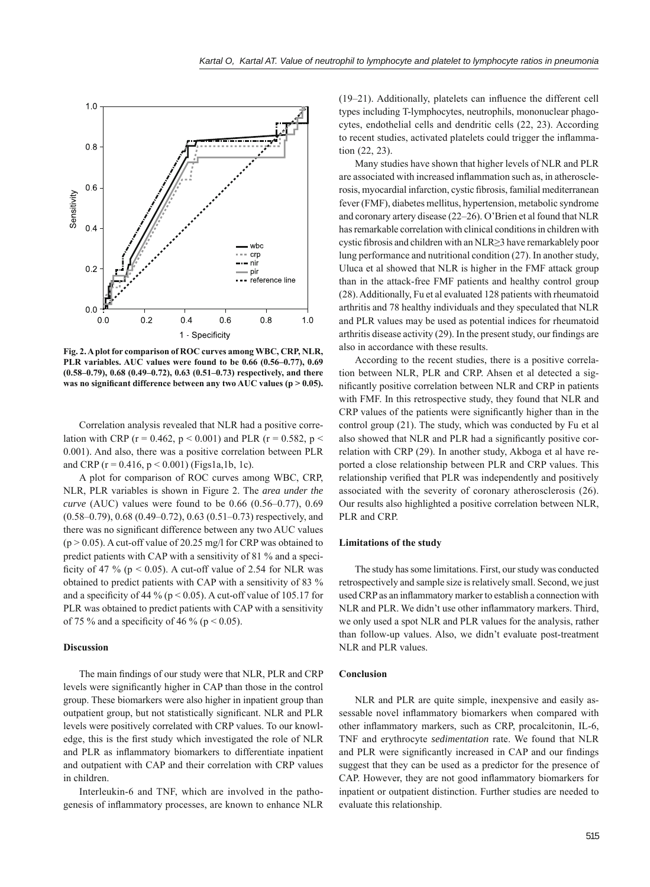Fig. 2. A plot for comparison of ROC curves among WBC, CRP, NLR, PLR variables. AUC values were found to be 0.66 (0.56–0.77), 0.69 (0.58–0.79), 0.68 (0.49–0.72), 0.63 (0.51–0.73) respectively, and there was no significant difference between any two AUC values ($p > 0.05$).

Correlation analysis revealed that NLR had a positive correlation with CRP ($r = 0.462$, $p < 0.001$) and PLR ($r = 0.582$, $p < 0.001$). And also, there was a positive correlation between PLR and CRP ($r = 0.416$, $p < 0.001$) (Figs1a,1b, 1c).

A plot for comparison of ROC curves among WBC, CRP, NLR, PLR variables is shown in Figure 2. The *area under the curve* (AUC) values were found to be 0.66 (0.56–0.77), 0.69 (0.58–0.79), 0.68 (0.49–0.72), 0.63 (0.51–0.73) respectively, and there was no significant difference between any two AUC values ($p > 0.05$). A cut-off value of 20.25 mg/l for CRP was obtained to predict patients with CAP with a sensitivity of 81 % and a specificity of 47 % ($p < 0.05$). A cut-off value of 2.54 for NLR was obtained to predict patients with CAP with a sensitivity of 83 % and a specificity of 44 % ($p < 0.05$). A cut-off value of 105.17 for PLR was obtained to predict patients with CAP with a sensitivity of 75 % and a specificity of 46 % ($p < 0.05$).

## Discussion

The main findings of our study were that NLR, PLR and CRP levels were significantly higher in CAP than those in the control group. These biomarkers were also higher in inpatient group than outpatient group, but not statistically significant. NLR and PLR levels were positively correlated with CRP values. To our knowledge, this is the first study which investigated the role of NLR and PLR as inflammatory biomarkers to differentiate inpatient and outpatient with CAP and their correlation with CRP values in children.

Interleukin-6 and TNF, which are involved in the pathogenesis of inflammatory processes, are known to enhance NLR (19–21). Additionally, platelets can influence the different cell types including T-lymphocytes, neutrophils, mononuclear phagocytes, endothelial cells and dendritic cells (22, 23). According to recent studies, activated platelets could trigger the inflammation (22, 23).

Many studies have shown that higher levels of NLR and PLR are associated with increased inflammation such as, in atherosclerosis, myocardial infarction, cystic fibrosis, familial mediterranean fever (FMF), diabetes mellitus, hypertension, metabolic syndrome and coronary artery disease (22–26). O'Brien et al found that NLR has remarkable correlation with clinical conditions in children with cystic fibrosis and children with an NLR≥3 have remarkablely poor lung performance and nutritional condition (27). In another study, Uluca et al showed that NLR is higher in the FMF attack group than in the attack-free FMF patients and healthy control group (28). Additionally, Fu et al evaluated 128 patients with rheumatoid arthritis and 78 healthy individuals and they speculated that NLR and PLR values may be used as potential indices for rheumatoid arthritis disease activity (29). In the present study, our findings are also in accordance with these results.

According to the recent studies, there is a positive correlation between NLR, PLR and CRP. Ahsen et al detected a significantly positive correlation between NLR and CRP in patients with FMF. In this retrospective study, they found that NLR and CRP values of the patients were significantly higher than in the control group (21). The study, which was conducted by Fu et al also showed that NLR and PLR had a significantly positive correlation with CRP (29). In another study, Akboga et al have reported a close relationship between PLR and CRP values. This relationship verified that PLR was independently and positively associated with the severity of coronary atherosclerosis (26). Our results also highlighted a positive correlation between NLR, PLR and CRP.

### Limitations of the study

The study has some limitations. First, our study was conducted retrospectively and sample size is relatively small. Second, we just used CRP as an inflammatory marker to establish a connection with NLR and PLR. We didn't use other inflammatory markers. Third, we only used a spot NLR and PLR values for the analysis, rather than follow-up values. Also, we didn't evaluate post-treatment NLR and PLR values.

## Conclusion

NLR and PLR are quite simple, inexpensive and easily assessable novel inflammatory biomarkers when compared with other inflammatory markers, such as CRP, procalcitonin, IL-6, TNF and erythrocyte *sedimentation* rate. We found that NLR and PLR were significantly increased in CAP and our findings suggest that they can be used as a predictor for the presence of CAP. However, they are not good inflammatory biomarkers for inpatient or outpatient distinction. Further studies are needed to evaluate this relationship.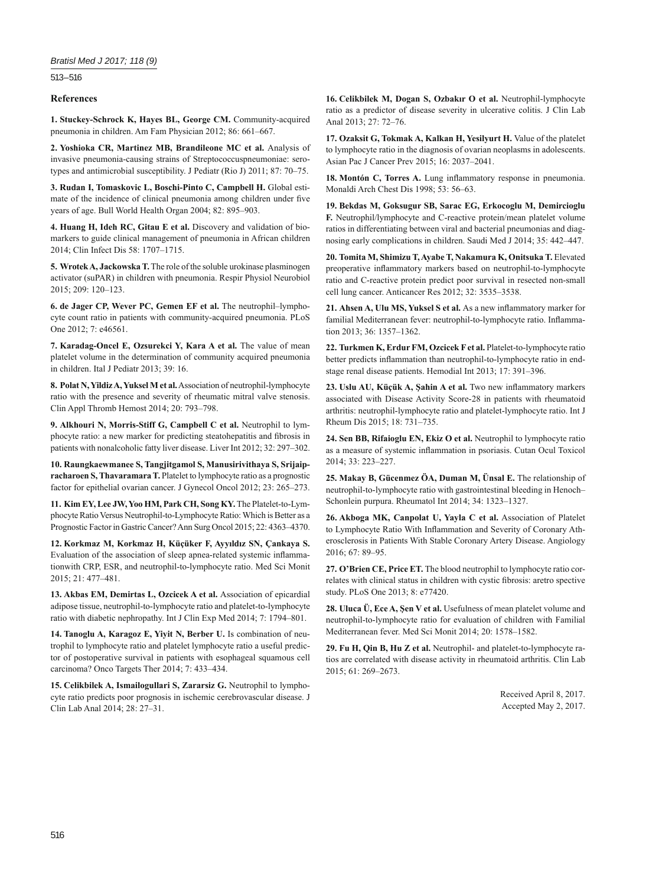## References

**1. Stuckey-Schrock K, Hayes BL, George CM.** Community-acquired pneumonia in children. Am Fam Physician 2012; 86: 661–667.

**2. Yoshioka CR, Martinez MB, Brandileone MC et al.** Analysis of invasive pneumonia-causing strains of Streptococcuspneumoniae: serotypes and antimicrobial susceptibility. J Pediatr (Rio J) 2011; 87: 70–75.

**3. Rudan I, Tomaskovic L, Boschi-Pinto C, Campbell H.** Global estimate of the incidence of clinical pneumonia among children under five years of age. Bull World Health Organ 2004; 82: 895–903.

**4. Huang H, Ideh RC, Gitau E et al.** Discovery and validation of biomarkers to guide clinical management of pneumonia in African children 2014; Clin Infect Dis 58: 1707–1715.

**5. Wrotek A, Jackowska T.** The role of the soluble urokinase plasminogen activator (suPAR) in children with pneumonia. Respir Physiol Neurobiol 2015; 209: 120–123.

**6. de Jager CP, Wever PC, Gemen EF et al.** The neutrophil–lymphocyte count ratio in patients with community-acquired pneumonia. PLoS One 2012; 7: e46561.

**7. Karadag-Oncel E, Ozsurekci Y, Kara A et al.** The value of mean platelet volume in the determination of community acquired pneumonia in children. Ital J Pediatr 2013; 39: 16.

**8. Polat N, Yildiz A, Yuksel M et al.** Association of neutrophil-lymphocyte ratio with the presence and severity of rheumatic mitral valve stenosis. Clin Appl Thromb Hemost 2014; 20: 793–798.

**9. Alkhouri N, Morris-Stiff G, Campbell C et al.** Neutrophil to lymphocyte ratio: a new marker for predicting steatohepatitis and fibrosis in patients with nonalcoholic fatty liver disease. Liver Int 2012; 32: 297–302.

**10. Raungkaewmanee S, Tangjitgamol S, Manusirivithaya S, Srijaipracharoen S, Thavaramara T.** Platelet to lymphocyte ratio as a prognostic factor for epithelial ovarian cancer. J Gynecol Oncol 2012; 23: 265–273.

**11. Kim EY, Lee JW, Yoo HM, Park CH, Song KY.** The Platelet-to-Lymphocyte Ratio Versus Neutrophil-to-Lymphocyte Ratio: Which is Better as a Prognostic Factor in Gastric Cancer? Ann Surg Oncol 2015; 22: 4363–4370.

**12. Korkmaz M, Korkmaz H, Küçüker F, Ayyıldız SN, Çankaya S.** Evaluation of the association of sleep apnea-related systemic inflammationwith CRP, ESR, and neutrophil-to-lymphocyte ratio. Med Sci Monit 2015; 21: 477–481.

**13. Akbas EM, Demirtas L, Ozcicek A et al.** Association of epicardial adipose tissue, neutrophil-to-lymphocyte ratio and platelet-to-lymphocyte ratio with diabetic nephropathy. Int J Clin Exp Med 2014; 7: 1794–801.

**14. Tanoglu A, Karagoz E, Yiyit N, Berber U.** Is combination of neutrophil to lymphocyte ratio and platelet lymphocyte ratio a useful predictor of postoperative survival in patients with esophageal squamous cell carcinoma? Onco Targets Ther 2014; 7: 433–434.

**15. Celikbilek A, Ismailogullari S, Zararsiz G.** Neutrophil to lymphocyte ratio predicts poor prognosis in ischemic cerebrovascular disease. J Clin Lab Anal 2014; 28: 27–31.

**16. Celikbilek M, Dogan S, Ozbakır O et al.** Neutrophil-lymphocyte ratio as a predictor of disease severity in ulcerative colitis. J Clin Lab Anal 2013; 27: 72–76.

**17. Ozaksit G, Tokmak A, Kalkan H, Yesilyurt H.** Value of the platelet to lymphocyte ratio in the diagnosis of ovarian neoplasms in adolescents. Asian Pac J Cancer Prev 2015; 16: 2037–2041.

**18. Montón C, Torres A.** Lung inflammatory response in pneumonia. Monaldi Arch Chest Dis 1998; 53: 56–63.

**19. Bekdas M, Goksugur SB, Sarac EG, Erkocoglu M, Demircioglu F.** Neutrophil/lymphocyte and C-reactive protein/mean platelet volume ratios in differentiating between viral and bacterial pneumonias and diagnosing early complications in children. Saudi Med J 2014; 35: 442–447.

**20. Tomita M, Shimizu T, Ayabe T, Nakamura K, Onitsuka T.** Elevated preoperative inflammatory markers based on neutrophil-to-lymphocyte ratio and C-reactive protein predict poor survival in resected non-small cell lung cancer. Anticancer Res 2012; 32: 3535–3538.

**21. Ahsen A, Ulu MS, Yuksel S et al.** As a new inflammatory marker for familial Mediterranean fever: neutrophil-to-lymphocyte ratio. Inflammation 2013; 36: 1357–1362.

**22. Turkmen K, Erdur FM, Ozcicek F et al.** Platelet-to-lymphocyte ratio better predicts inflammation than neutrophil-to-lymphocyte ratio in end-stage renal disease patients. Hemodial Int 2013; 17: 391–396.

**23. Uslu AU, Küçük A, Şahin A et al.** Two new inflammatory markers associated with Disease Activity Score-28 in patients with rheumatoid arthritis: neutrophil-lymphocyte ratio and platelet-lymphocyte ratio. Int J Rheum Dis 2015; 18: 731–735.

**24. Sen BB, Rifaioglu EN, Ekiz O et al.** Neutrophil to lymphocyte ratio as a measure of systemic inflammation in psoriasis. Cutan Ocul Toxicol 2014; 33: 223–227.

**25. Makay B, Gücenmez ÖA, Duman M, Ünsal E.** The relationship of neutrophil-to-lymphocyte ratio with gastrointestinal bleeding in Henoch–Schonlein purpura. Rheumatol Int 2014; 34: 1323–1327.

**26. Akboga MK, Canpolat U, Yayla C et al.** Association of Platelet to Lymphocyte Ratio With Inflammation and Severity of Coronary Atherosclerosis in Patients With Stable Coronary Artery Disease. Angiology 2016; 67: 89–95.

**27. O'Brien CE, Price ET.** The blood neutrophil to lymphocyte ratio correlates with clinical status in children with cystic fibrosis: aretro spective study. PLoS One 2013; 8: e77420.

**28. Uluca Ü, Ece A, Şen V et al.** Usefulness of mean platelet volume and neutrophil-to-lymphocyte ratio for evaluation of children with Familial Mediterranean fever. Med Sci Monit 2014; 20: 1578–1582.

**29. Fu H, Qin B, Hu Z et al.** Neutrophil- and platelet-to-lymphocyte ratios are correlated with disease activity in rheumatoid arthritis. Clin Lab 2015; 61: 269–2673.

Received April 8, 2017.
Accepted May 2, 2017.